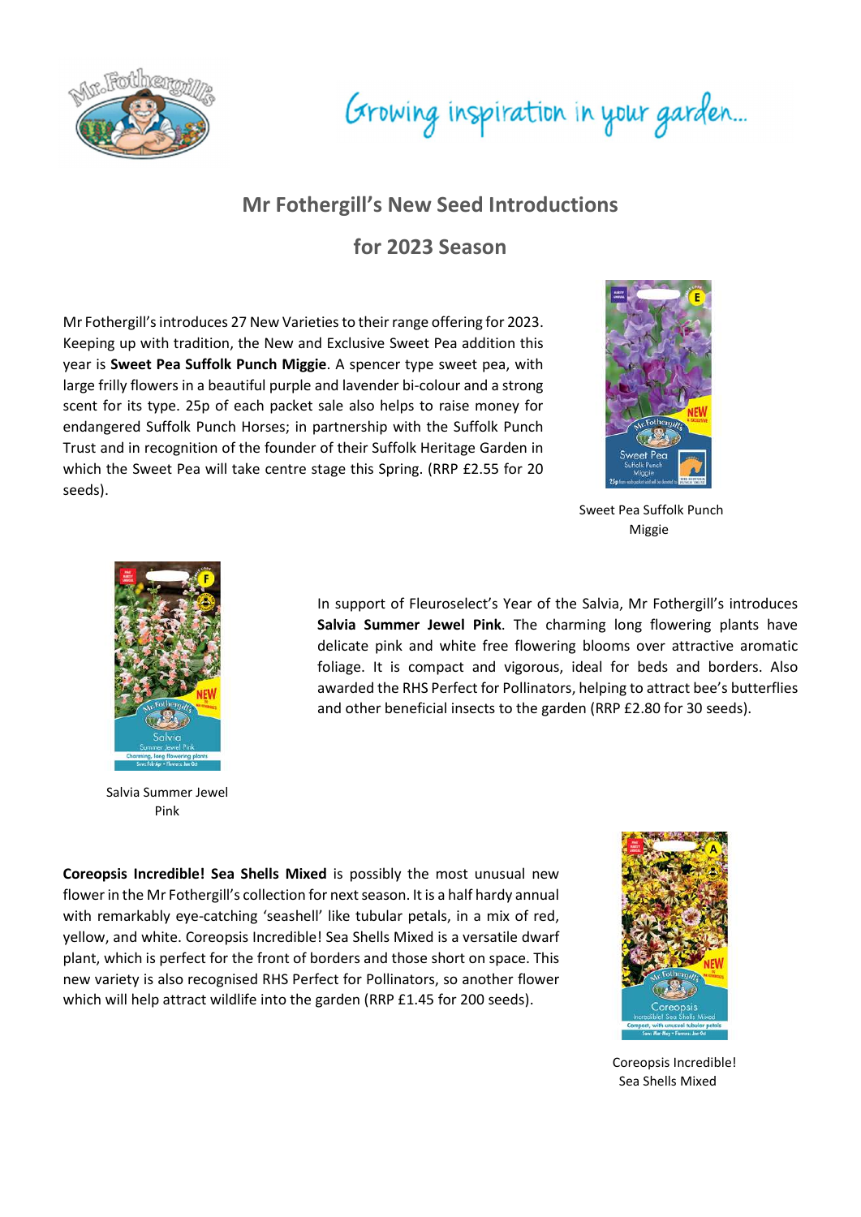# Mr Fothergill's New Seed Introductions

# for 2023 Season

Mr Fothergill's introduces 27 New Varieties to their range offering for 2023. Keeping up with tradition, the New and Exclusive Sweet Pea addition this year is **Sweet Pea Suffolk Punch Miggie**. A spencer type sweet pea, with large frilly flowers in a beautiful purple and lavender bi-colour and a strong scent for its type. 25p of each packet sale also helps to raise money for endangered Suffolk Punch Horses; in partnership with the Suffolk Punch Trust and in recognition of the founder of their Suffolk Heritage Garden in which the Sweet Pea will take centre stage this Spring. (RRP £2.55 for 20 seeds).

Sweet Pea Suffolk Punch Miggie

In support of Fleuroselect's Year of the Salvia, Mr Fothergill's introduces **Salvia Summer Jewel Pink**. The charming long flowering plants have delicate pink and white free flowering blooms over attractive aromatic foliage. It is compact and vigorous, ideal for beds and borders. Also awarded the RHS Perfect for Pollinators, helping to attract bee's butterflies and other beneficial insects to the garden (RRP £2.80 for 30 seeds).

Salvia Summer Jewel Pink

**Coreopsis Incredible! Sea Shells Mixed** is possibly the most unusual new flower in the Mr Fothergill's collection for next season. It is a half hardy annual with remarkably eye-catching 'seashell' like tubular petals, in a mix of red, yellow, and white. Coreopsis Incredible! Sea Shells Mixed is a versatile dwarf plant, which is perfect for the front of borders and those short on space. This new variety is also recognised RHS Perfect for Pollinators, so another flower which will help attract wildlife into the garden (RRP £1.45 for 200 seeds).

Coreopsis Incredible! Sea Shells Mixed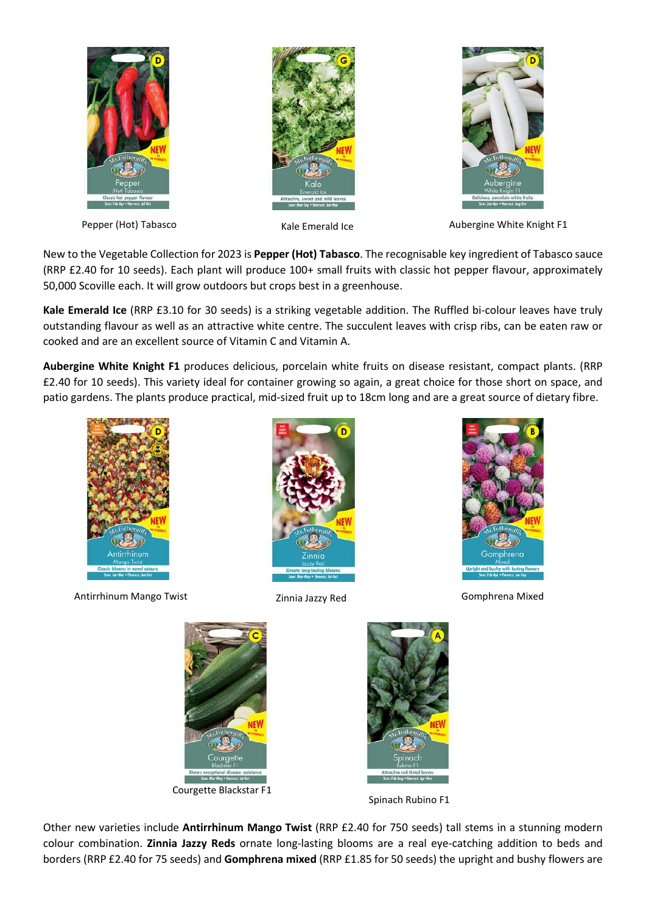Pepper (Hot) Tabasco

Kale Emerald Ice

Aubergine White Knight F1

New to the Vegetable Collection for 2023 is **Pepper (Hot) Tabasco**. The recognisable key ingredient of Tabasco sauce (RRP £2.40 for 10 seeds). Each plant will produce 100+ small fruits with classic hot pepper flavour, approximately 50,000 Scoville each. It will grow outdoors but crops best in a greenhouse.

**Kale Emerald Ice** (RRP £3.10 for 30 seeds) is a striking vegetable addition. The Ruffled bi-colour leaves have truly outstanding flavour as well as an attractive white centre. The succulent leaves with crisp ribs, can be eaten raw or cooked and are an excellent source of Vitamin C and Vitamin A.

**Aubergine White Knight F1** produces delicious, porcelain white fruits on disease resistant, compact plants. (RRP £2.40 for 10 seeds). This variety ideal for container growing so again, a great choice for those short on space, and patio gardens. The plants produce practical, mid-sized fruit up to 18cm long and are a great source of dietary fibre.

Antirrhinum Mango Twist

Zinnia Jazzy Red

Gomphrena Mixed

Courgette Blackstar F1

Spinach Rubino F1

Other new varieties include **Antirrhinum Mango Twist** (RRP £2.40 for 750 seeds) tall stems in a stunning modern colour combination. **Zinnia Jazzy Reds** ornate long-lasting blooms are a real eye-catching addition to beds and borders (RRP £2.40 for 75 seeds) and **Gomphrena mixed** (RRP £1.85 for 50 seeds) the upright and bushy flowers are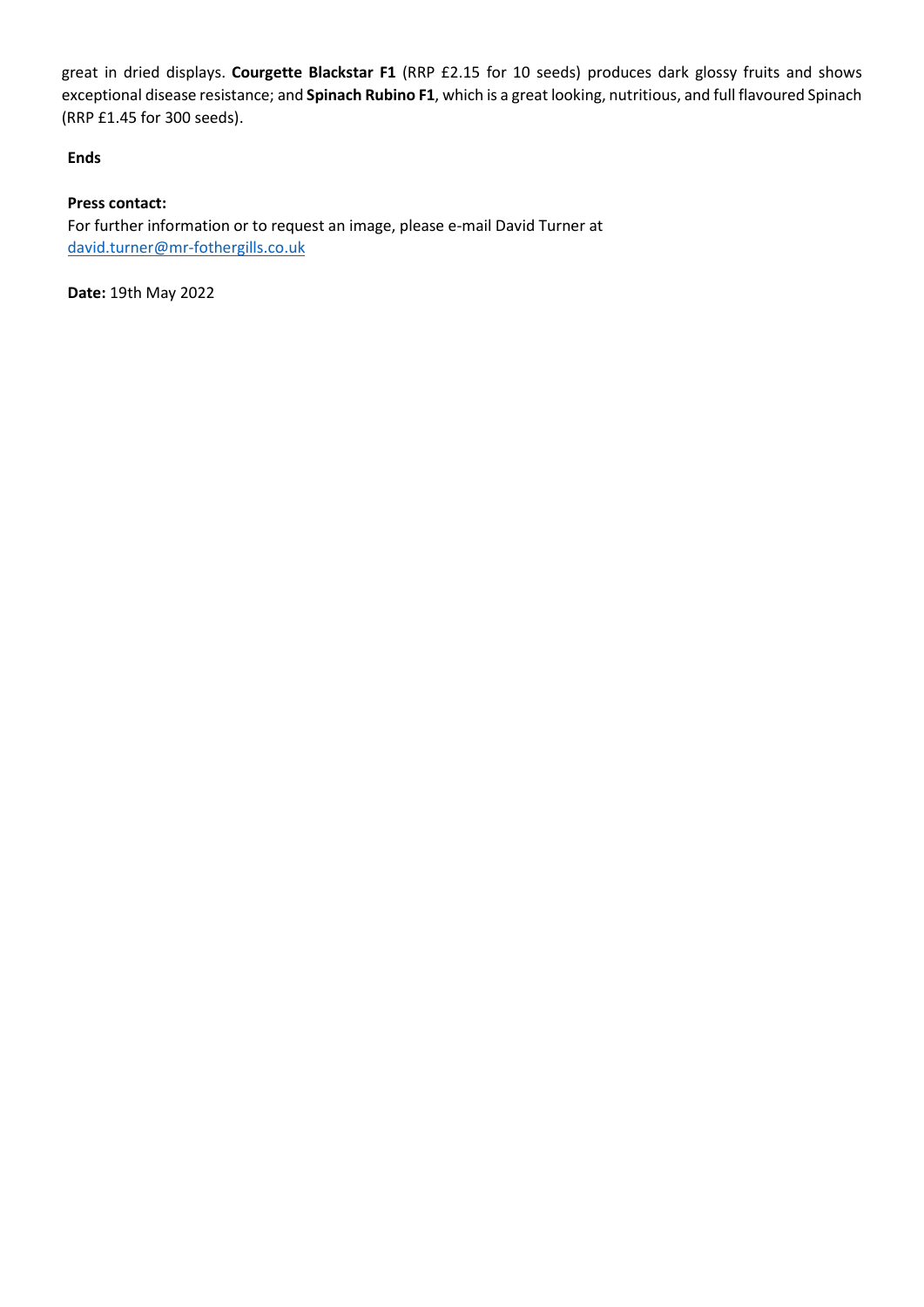great in dried displays. **Courgette Blackstar F1** (RRP £2.15 for 10 seeds) produces dark glossy fruits and shows exceptional disease resistance; and **Spinach Rubino F1**, which is a great looking, nutritious, and full flavoured Spinach (RRP £1.45 for 300 seeds).

**Ends**

**Press contact:**
For further information or to request an image, please e-mail David Turner at david.turner@mr-fothergills.co.uk

**Date:** 19th May 2022